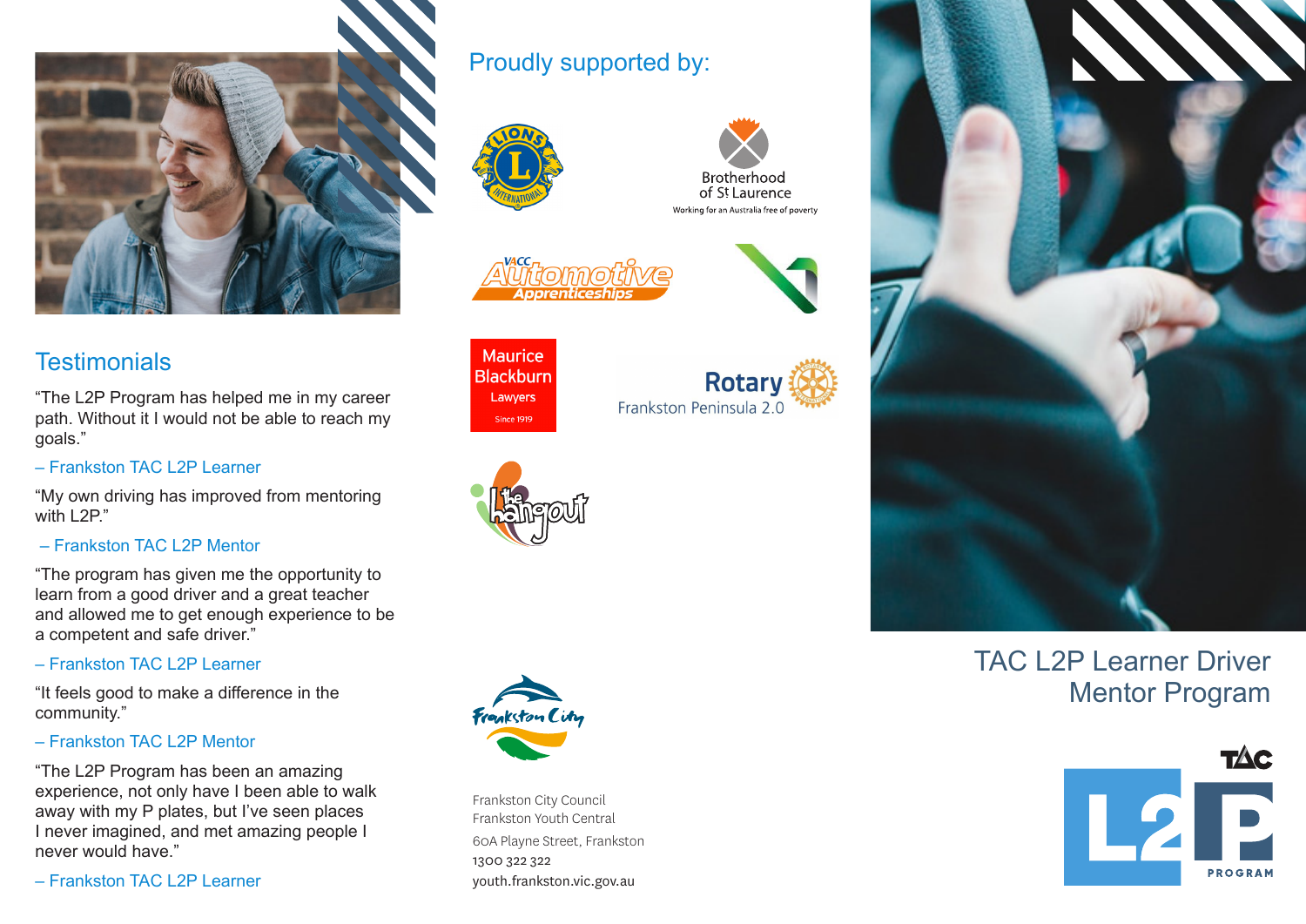## Testimonials

"The L2P Program has helped me in my career path. Without it I would not be able to reach my goals."

– Frankston TAC L2P Learner

"My own driving has improved from mentoring with L2P."

– Frankston TAC L2P Mentor

"The program has given me the opportunity to learn from a good driver and a great teacher and allowed me to get enough experience to be a competent and safe driver."

– Frankston TAC L2P Learner

"It feels good to make a difference in the community."

– Frankston TAC L2P Mentor

"The L2P Program has been an amazing experience, not only have I been able to walk away with my P plates, but I've seen places I never imagined, and met amazing people I never would have."

– Frankston TAC L2P Learner

## Proudly supported by:

Brotherhood of St Laurence
Working for an Australia free of poverty

VACC Automotive Apprenticeships

Maurice Blackburn Lawyers
Since 1919

Rotary
Frankston Peninsula 2.0

the hangout

Frankston City

Frankston City Council
Frankston Youth Central
60A Playne Street, Frankston
1300 322 322
youth.frankston.vic.gov.au

# TAC L2P Learner Driver Mentor Program

TAC L2P PROGRAM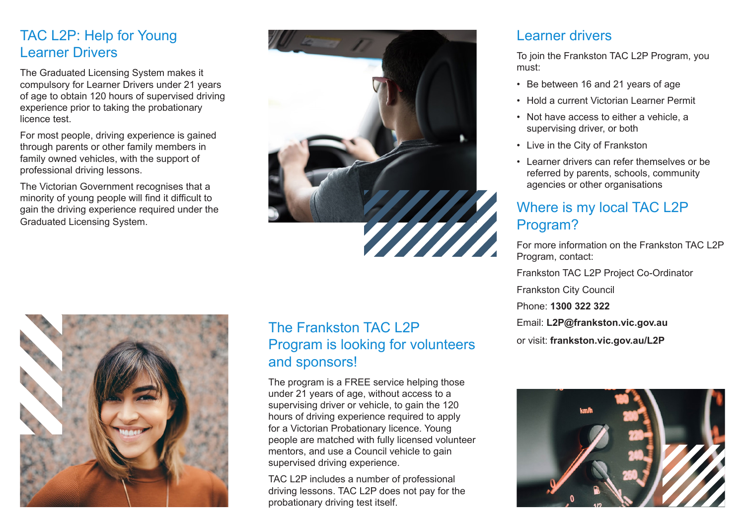## TAC L2P: Help for Young Learner Drivers

The Graduated Licensing System makes it compulsory for Learner Drivers under 21 years of age to obtain 120 hours of supervised driving experience prior to taking the probationary licence test.

For most people, driving experience is gained through parents or other family members in family owned vehicles, with the support of professional driving lessons.

The Victorian Government recognises that a minority of young people will find it difficult to gain the driving experience required under the Graduated Licensing System.

## The Frankston TAC L2P Program is looking for volunteers and sponsors!

The program is a FREE service helping those under 21 years of age, without access to a supervising driver or vehicle, to gain the 120 hours of driving experience required to apply for a Victorian Probationary licence. Young people are matched with fully licensed volunteer mentors, and use a Council vehicle to gain supervised driving experience.

TAC L2P includes a number of professional driving lessons. TAC L2P does not pay for the probationary driving test itself.

## Learner drivers

To join the Frankston TAC L2P Program, you must:

- Be between 16 and 21 years of age
- Hold a current Victorian Learner Permit
- Not have access to either a vehicle, a supervising driver, or both
- Live in the City of Frankston
- Learner drivers can refer themselves or be referred by parents, schools, community agencies or other organisations

## Where is my local TAC L2P Program?

For more information on the Frankston TAC L2P Program, contact:

Frankston TAC L2P Project Co-Ordinator

Frankston City Council

Phone: **1300 322 322**

Email: **L2P@frankston.vic.gov.au**

or visit: **frankston.vic.gov.au/L2P**